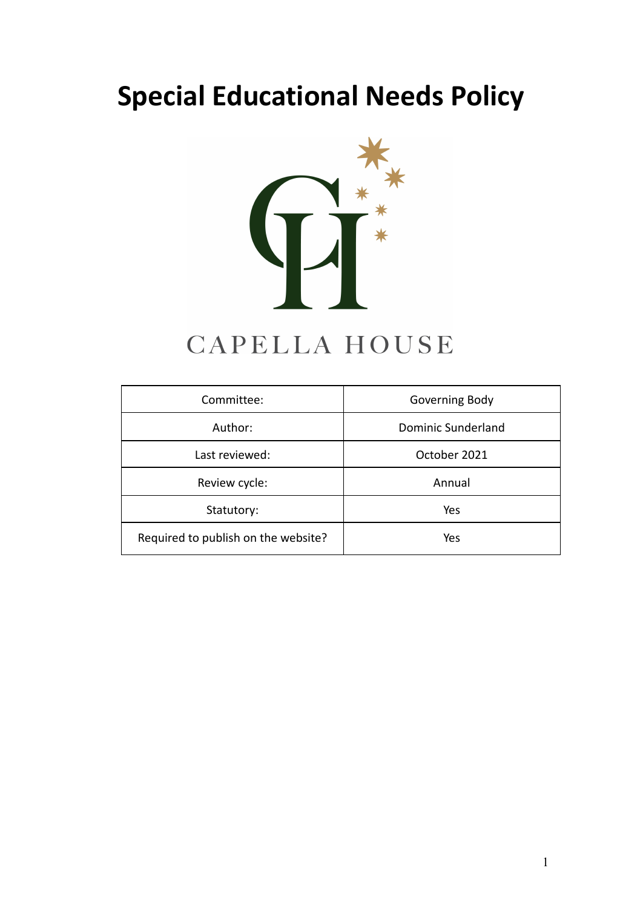# Special Educational Needs Policy

CAPELLA HOUSE

| | |
|---|---|
| Committee: | Governing Body |
| Author: | Dominic Sunderland |
| Last reviewed: | October 2021 |
| Review cycle: | Annual |
| Statutory: | Yes |
| Required to publish on the website? | Yes |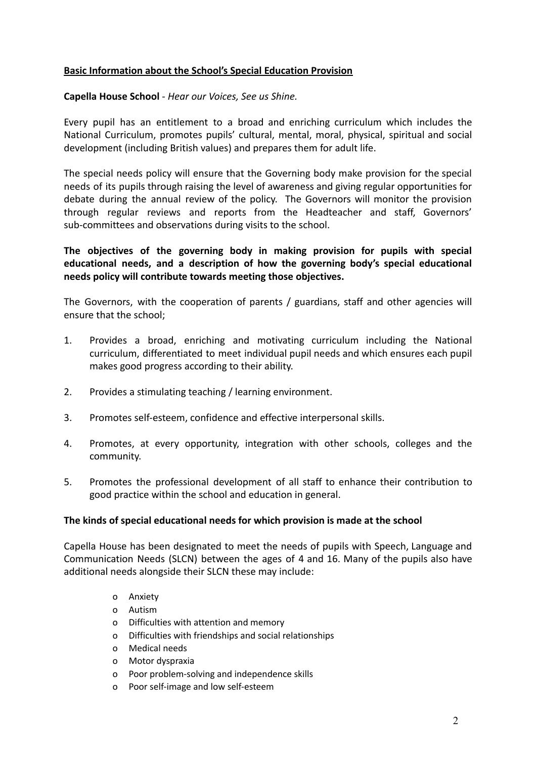**Basic Information about the School's Special Education Provision**

**Capella House School** - *Hear our Voices, See us Shine.*

Every pupil has an entitlement to a broad and enriching curriculum which includes the National Curriculum, promotes pupils' cultural, mental, moral, physical, spiritual and social development (including British values) and prepares them for adult life.

The special needs policy will ensure that the Governing body make provision for the special needs of its pupils through raising the level of awareness and giving regular opportunities for debate during the annual review of the policy. The Governors will monitor the provision through regular reviews and reports from the Headteacher and staff, Governors' sub-committees and observations during visits to the school.

**The objectives of the governing body in making provision for pupils with special educational needs, and a description of how the governing body's special educational needs policy will contribute towards meeting those objectives.**

The Governors, with the cooperation of parents / guardians, staff and other agencies will ensure that the school;

1. Provides a broad, enriching and motivating curriculum including the National curriculum, differentiated to meet individual pupil needs and which ensures each pupil makes good progress according to their ability.

2. Provides a stimulating teaching / learning environment.

3. Promotes self-esteem, confidence and effective interpersonal skills.

4. Promotes, at every opportunity, integration with other schools, colleges and the community.

5. Promotes the professional development of all staff to enhance their contribution to good practice within the school and education in general.

**The kinds of special educational needs for which provision is made at the school**

Capella House has been designated to meet the needs of pupils with Speech, Language and Communication Needs (SLCN) between the ages of 4 and 16. Many of the pupils also have additional needs alongside their SLCN these may include:

- Anxiety
- Autism
- Difficulties with attention and memory
- Difficulties with friendships and social relationships
- Medical needs
- Motor dyspraxia
- Poor problem-solving and independence skills
- Poor self-image and low self-esteem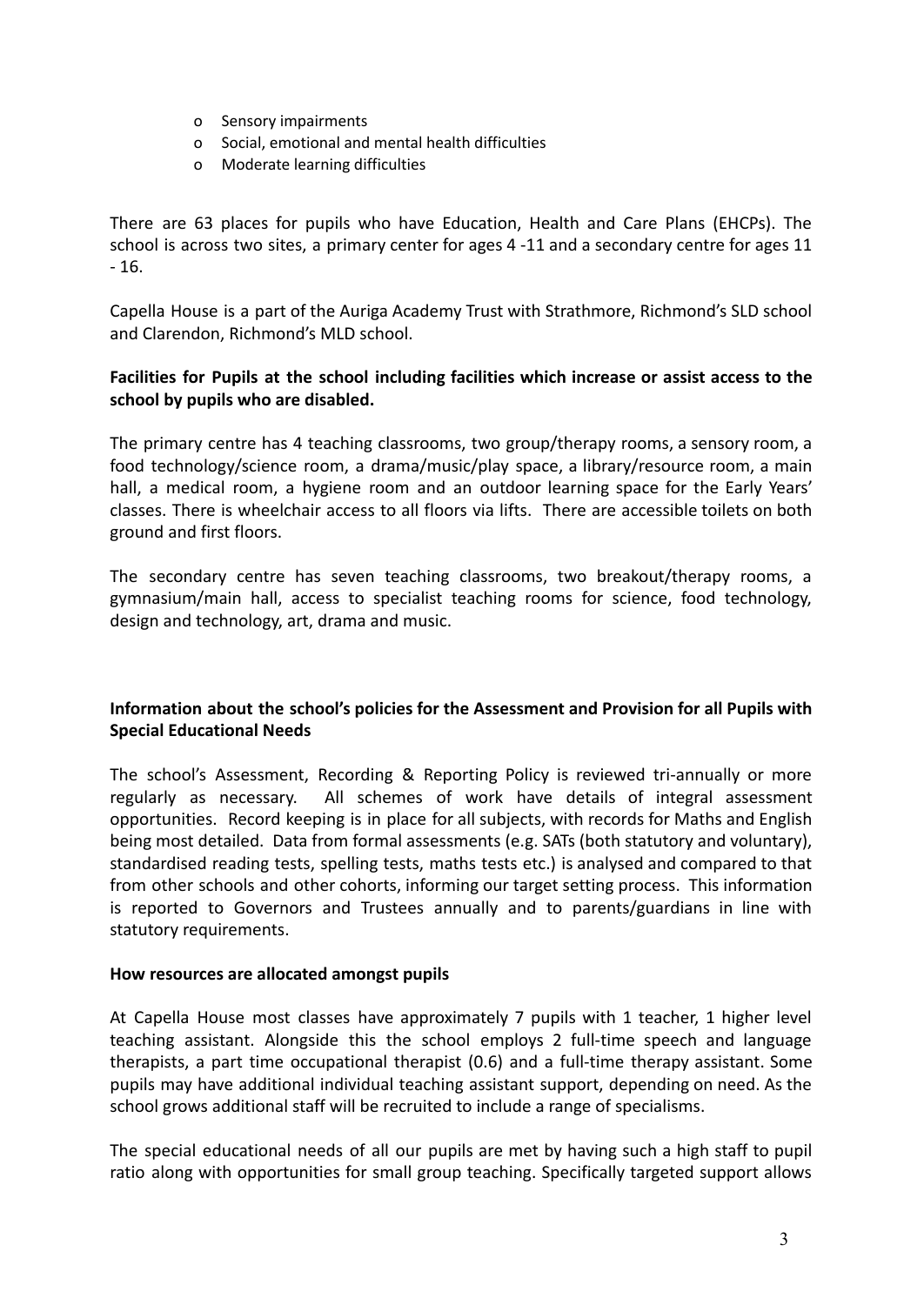- Sensory impairments
- Social, emotional and mental health difficulties
- Moderate learning difficulties

There are 63 places for pupils who have Education, Health and Care Plans (EHCPs). The school is across two sites, a primary center for ages 4 -11 and a secondary centre for ages 11 - 16.

Capella House is a part of the Auriga Academy Trust with Strathmore, Richmond's SLD school and Clarendon, Richmond's MLD school.

**Facilities for Pupils at the school including facilities which increase or assist access to the school by pupils who are disabled.**

The primary centre has 4 teaching classrooms, two group/therapy rooms, a sensory room, a food technology/science room, a drama/music/play space, a library/resource room, a main hall, a medical room, a hygiene room and an outdoor learning space for the Early Years' classes. There is wheelchair access to all floors via lifts. There are accessible toilets on both ground and first floors.

The secondary centre has seven teaching classrooms, two breakout/therapy rooms, a gymnasium/main hall, access to specialist teaching rooms for science, food technology, design and technology, art, drama and music.

**Information about the school's policies for the Assessment and Provision for all Pupils with Special Educational Needs**

The school's Assessment, Recording & Reporting Policy is reviewed tri-annually or more regularly as necessary. All schemes of work have details of integral assessment opportunities. Record keeping is in place for all subjects, with records for Maths and English being most detailed. Data from formal assessments (e.g. SATs (both statutory and voluntary), standardised reading tests, spelling tests, maths tests etc.) is analysed and compared to that from other schools and other cohorts, informing our target setting process. This information is reported to Governors and Trustees annually and to parents/guardians in line with statutory requirements.

**How resources are allocated amongst pupils**

At Capella House most classes have approximately 7 pupils with 1 teacher, 1 higher level teaching assistant. Alongside this the school employs 2 full-time speech and language therapists, a part time occupational therapist (0.6) and a full-time therapy assistant. Some pupils may have additional individual teaching assistant support, depending on need. As the school grows additional staff will be recruited to include a range of specialisms.

The special educational needs of all our pupils are met by having such a high staff to pupil ratio along with opportunities for small group teaching. Specifically targeted support allows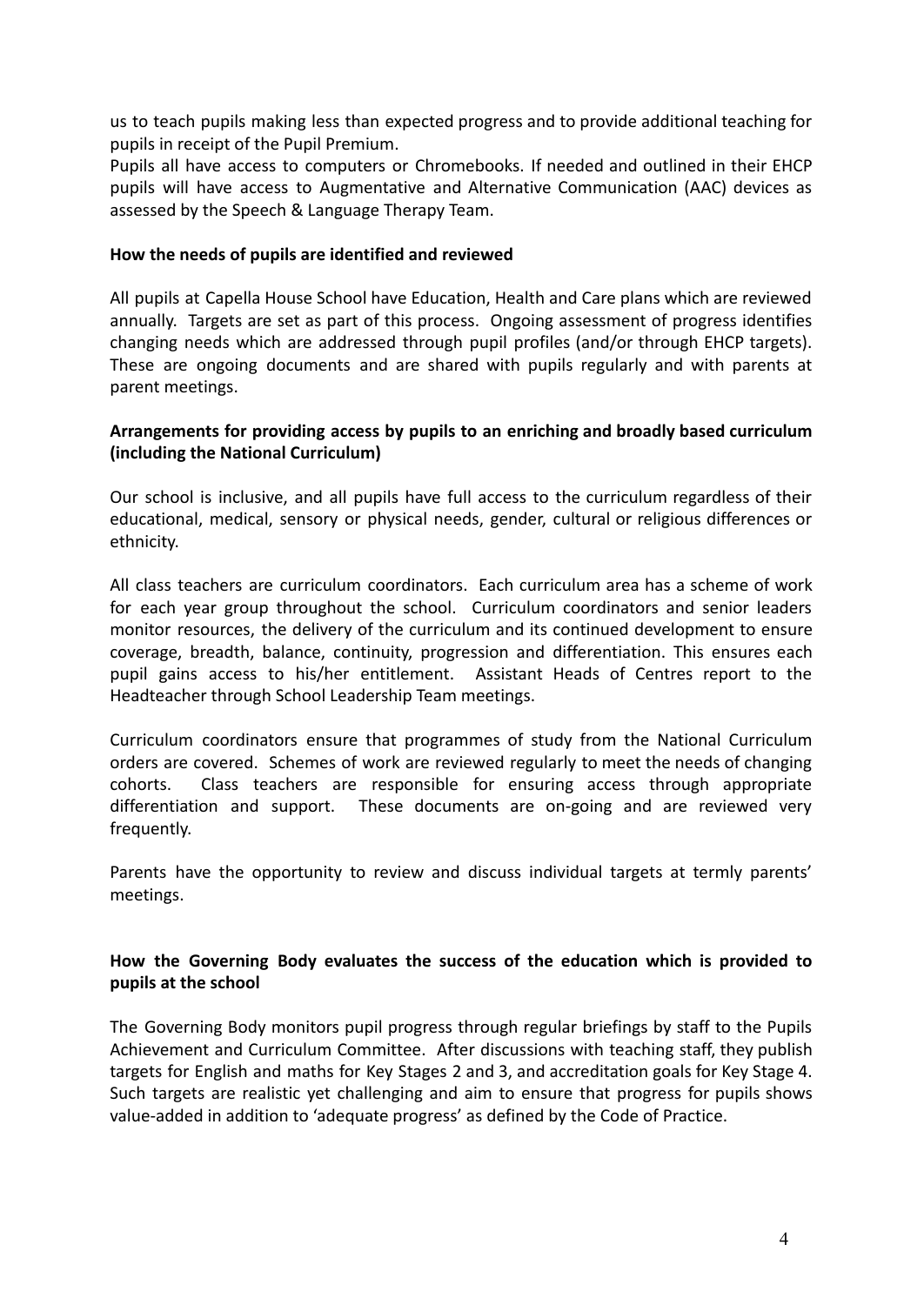us to teach pupils making less than expected progress and to provide additional teaching for pupils in receipt of the Pupil Premium.

Pupils all have access to computers or Chromebooks. If needed and outlined in their EHCP pupils will have access to Augmentative and Alternative Communication (AAC) devices as assessed by the Speech & Language Therapy Team.

**How the needs of pupils are identified and reviewed**

All pupils at Capella House School have Education, Health and Care plans which are reviewed annually. Targets are set as part of this process. Ongoing assessment of progress identifies changing needs which are addressed through pupil profiles (and/or through EHCP targets). These are ongoing documents and are shared with pupils regularly and with parents at parent meetings.

**Arrangements for providing access by pupils to an enriching and broadly based curriculum (including the National Curriculum)**

Our school is inclusive, and all pupils have full access to the curriculum regardless of their educational, medical, sensory or physical needs, gender, cultural or religious differences or ethnicity.

All class teachers are curriculum coordinators. Each curriculum area has a scheme of work for each year group throughout the school. Curriculum coordinators and senior leaders monitor resources, the delivery of the curriculum and its continued development to ensure coverage, breadth, balance, continuity, progression and differentiation. This ensures each pupil gains access to his/her entitlement. Assistant Heads of Centres report to the Headteacher through School Leadership Team meetings.

Curriculum coordinators ensure that programmes of study from the National Curriculum orders are covered. Schemes of work are reviewed regularly to meet the needs of changing cohorts. Class teachers are responsible for ensuring access through appropriate differentiation and support. These documents are on-going and are reviewed very frequently.

Parents have the opportunity to review and discuss individual targets at termly parents' meetings.

**How the Governing Body evaluates the success of the education which is provided to pupils at the school**

The Governing Body monitors pupil progress through regular briefings by staff to the Pupils Achievement and Curriculum Committee. After discussions with teaching staff, they publish targets for English and maths for Key Stages 2 and 3, and accreditation goals for Key Stage 4. Such targets are realistic yet challenging and aim to ensure that progress for pupils shows value-added in addition to 'adequate progress' as defined by the Code of Practice.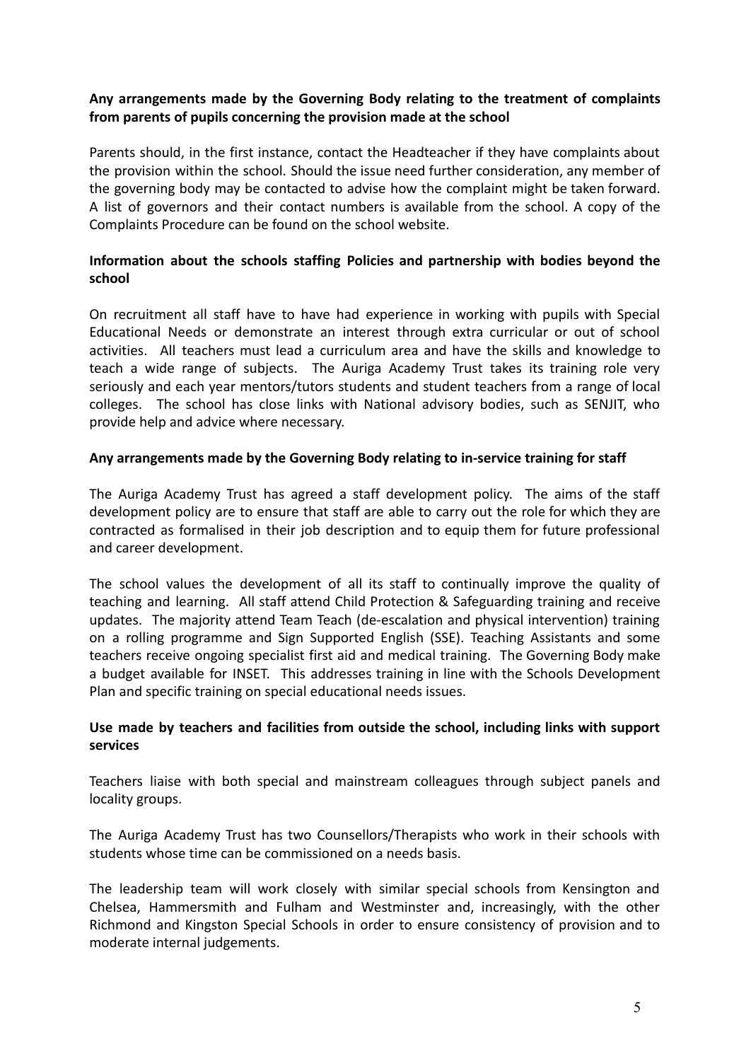**Any arrangements made by the Governing Body relating to the treatment of complaints from parents of pupils concerning the provision made at the school**

Parents should, in the first instance, contact the Headteacher if they have complaints about the provision within the school. Should the issue need further consideration, any member of the governing body may be contacted to advise how the complaint might be taken forward. A list of governors and their contact numbers is available from the school. A copy of the Complaints Procedure can be found on the school website.

**Information about the schools staffing Policies and partnership with bodies beyond the school**

On recruitment all staff have to have had experience in working with pupils with Special Educational Needs or demonstrate an interest through extra curricular or out of school activities. All teachers must lead a curriculum area and have the skills and knowledge to teach a wide range of subjects. The Auriga Academy Trust takes its training role very seriously and each year mentors/tutors students and student teachers from a range of local colleges. The school has close links with National advisory bodies, such as SENJIT, who provide help and advice where necessary.

**Any arrangements made by the Governing Body relating to in-service training for staff**

The Auriga Academy Trust has agreed a staff development policy. The aims of the staff development policy are to ensure that staff are able to carry out the role for which they are contracted as formalised in their job description and to equip them for future professional and career development.

The school values the development of all its staff to continually improve the quality of teaching and learning. All staff attend Child Protection & Safeguarding training and receive updates. The majority attend Team Teach (de-escalation and physical intervention) training on a rolling programme and Sign Supported English (SSE). Teaching Assistants and some teachers receive ongoing specialist first aid and medical training. The Governing Body make a budget available for INSET. This addresses training in line with the Schools Development Plan and specific training on special educational needs issues.

**Use made by teachers and facilities from outside the school, including links with support services**

Teachers liaise with both special and mainstream colleagues through subject panels and locality groups.

The Auriga Academy Trust has two Counsellors/Therapists who work in their schools with students whose time can be commissioned on a needs basis.

The leadership team will work closely with similar special schools from Kensington and Chelsea, Hammersmith and Fulham and Westminster and, increasingly, with the other Richmond and Kingston Special Schools in order to ensure consistency of provision and to moderate internal judgements.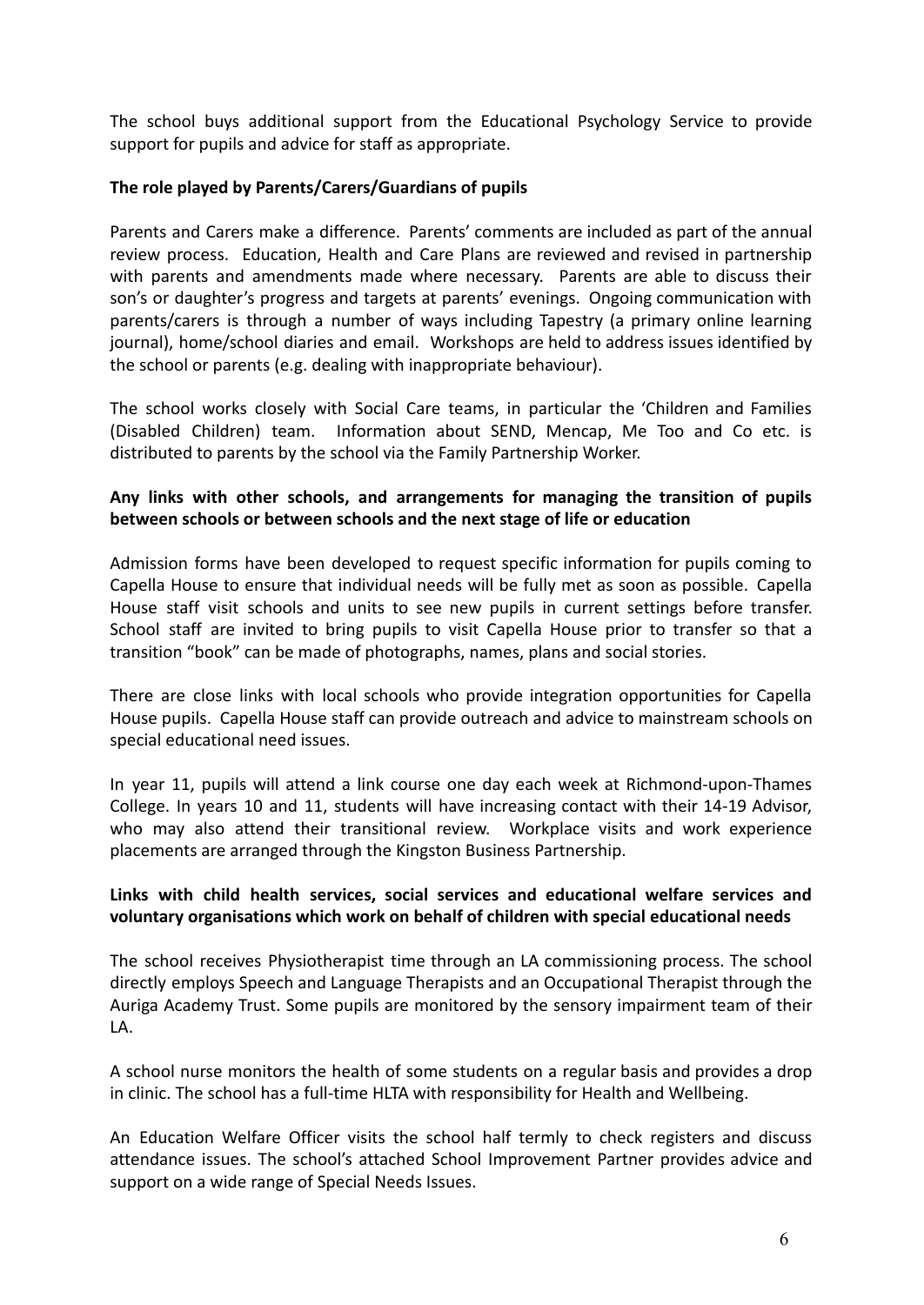The school buys additional support from the Educational Psychology Service to provide support for pupils and advice for staff as appropriate.

**The role played by Parents/Carers/Guardians of pupils**

Parents and Carers make a difference. Parents' comments are included as part of the annual review process. Education, Health and Care Plans are reviewed and revised in partnership with parents and amendments made where necessary. Parents are able to discuss their son's or daughter's progress and targets at parents' evenings. Ongoing communication with parents/carers is through a number of ways including Tapestry (a primary online learning journal), home/school diaries and email. Workshops are held to address issues identified by the school or parents (e.g. dealing with inappropriate behaviour).

The school works closely with Social Care teams, in particular the 'Children and Families (Disabled Children) team. Information about SEND, Mencap, Me Too and Co etc. is distributed to parents by the school via the Family Partnership Worker.

**Any links with other schools, and arrangements for managing the transition of pupils between schools or between schools and the next stage of life or education**

Admission forms have been developed to request specific information for pupils coming to Capella House to ensure that individual needs will be fully met as soon as possible. Capella House staff visit schools and units to see new pupils in current settings before transfer. School staff are invited to bring pupils to visit Capella House prior to transfer so that a transition "book" can be made of photographs, names, plans and social stories.

There are close links with local schools who provide integration opportunities for Capella House pupils. Capella House staff can provide outreach and advice to mainstream schools on special educational need issues.

In year 11, pupils will attend a link course one day each week at Richmond-upon-Thames College. In years 10 and 11, students will have increasing contact with their 14-19 Advisor, who may also attend their transitional review. Workplace visits and work experience placements are arranged through the Kingston Business Partnership.

**Links with child health services, social services and educational welfare services and voluntary organisations which work on behalf of children with special educational needs**

The school receives Physiotherapist time through an LA commissioning process. The school directly employs Speech and Language Therapists and an Occupational Therapist through the Auriga Academy Trust. Some pupils are monitored by the sensory impairment team of their LA.

A school nurse monitors the health of some students on a regular basis and provides a drop in clinic. The school has a full-time HLTA with responsibility for Health and Wellbeing.

An Education Welfare Officer visits the school half termly to check registers and discuss attendance issues. The school's attached School Improvement Partner provides advice and support on a wide range of Special Needs Issues.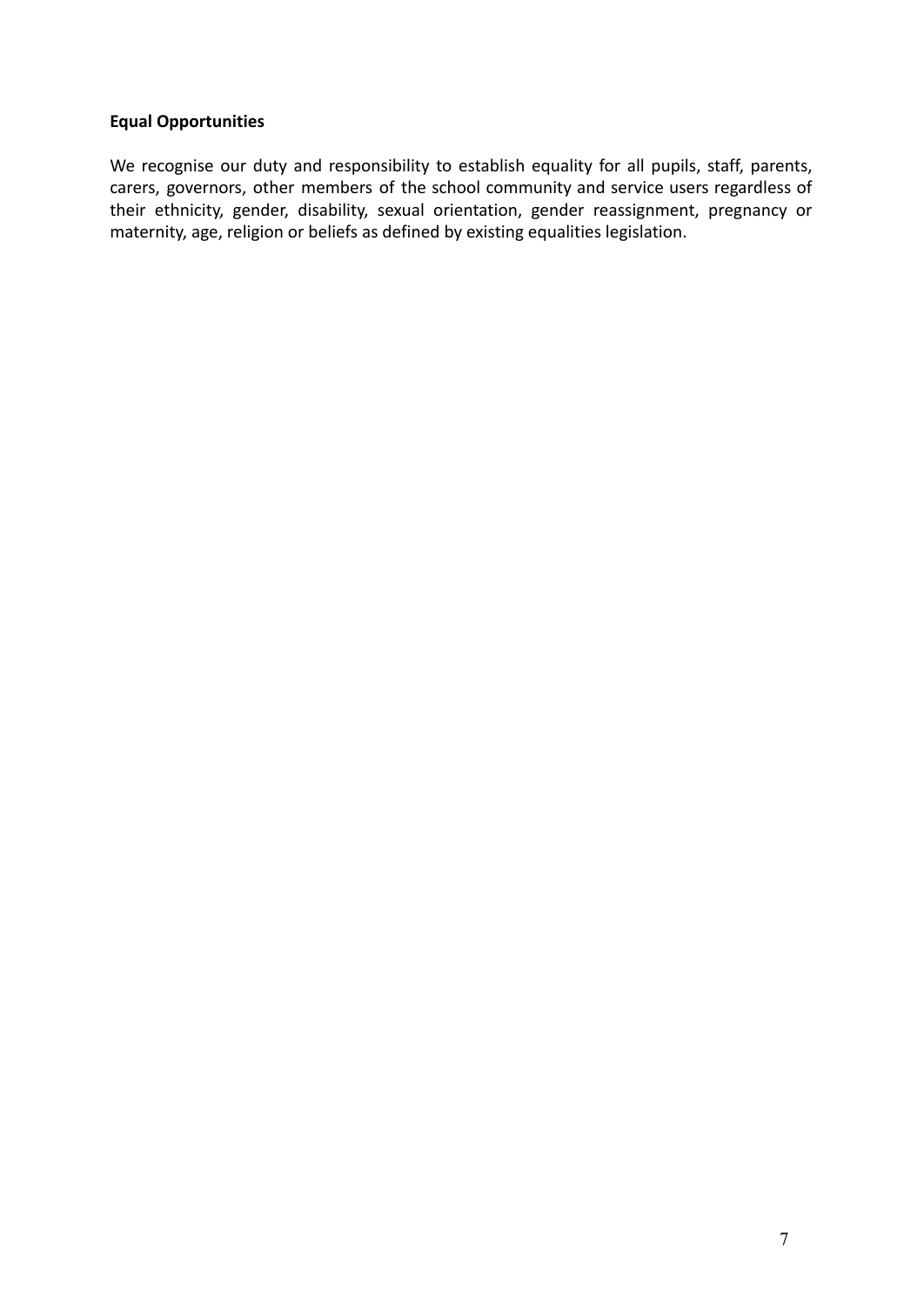**Equal Opportunities**

We recognise our duty and responsibility to establish equality for all pupils, staff, parents, carers, governors, other members of the school community and service users regardless of their ethnicity, gender, disability, sexual orientation, gender reassignment, pregnancy or maternity, age, religion or beliefs as defined by existing equalities legislation.